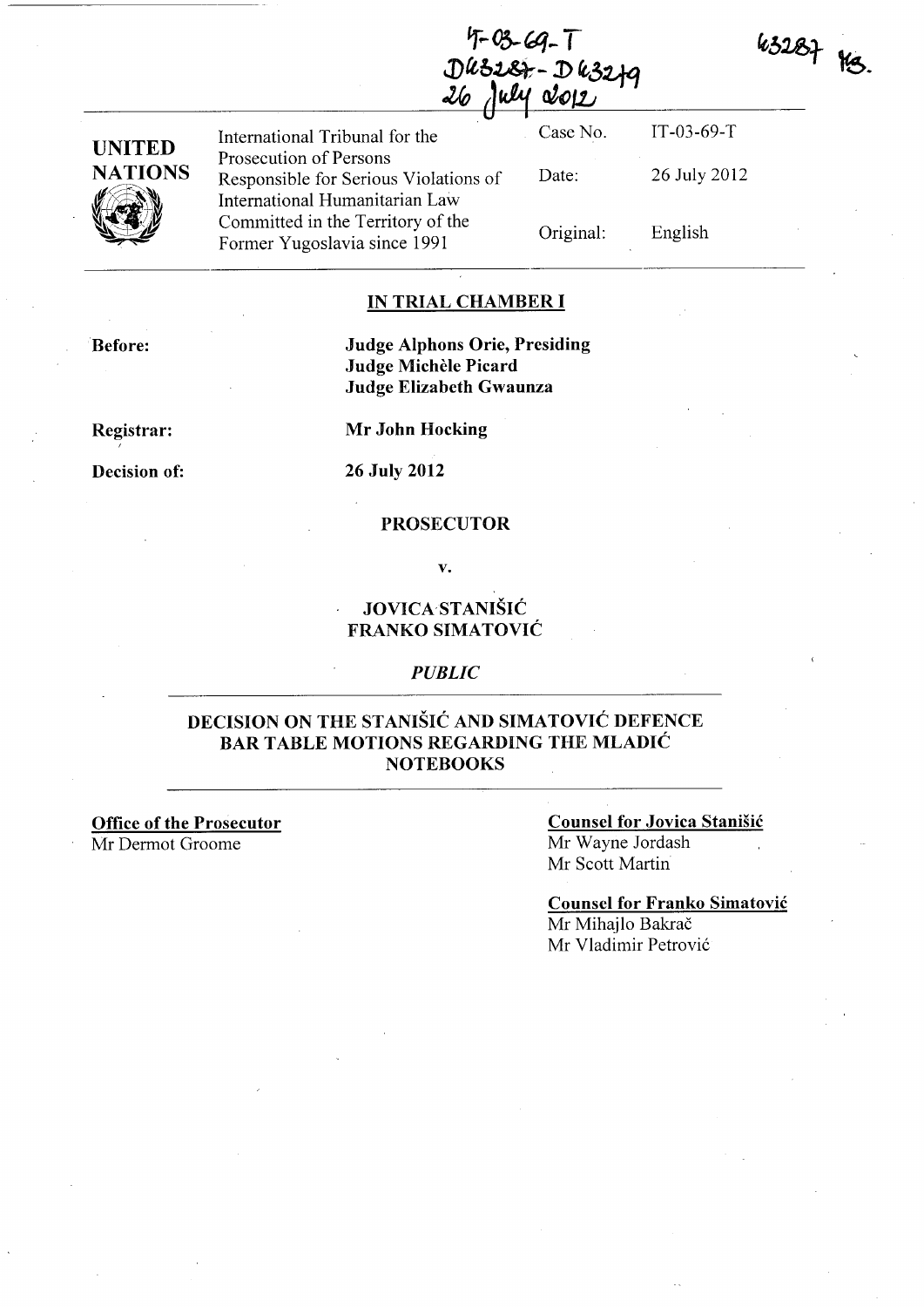IT-03-69-T
D63287 - D63279
26 July 2012

63287 YS.

| UNITED NATIONS | International Tribunal for the Prosecution of Persons Responsible for Serious Violations of International Humanitarian Law Committed in the Territory of the Former Yugoslavia since 1991 | Case No. | IT-03-69-T |
|---|---|---|---|
| | | Date: | 26 July 2012 |
| | | Original: | English |

**IN TRIAL CHAMBER I**

**Before:** **Judge Alphons Orie, Presiding**
**Judge Michèle Picard**
**Judge Elizabeth Gwaunza**

**Registrar:** **Mr John Hocking**

**Decision of:** **26 July 2012**

**PROSECUTOR**

**v.**

**JOVICA STANIŠIĆ**
**FRANKO SIMATOVIĆ**

***PUBLIC***

## DECISION ON THE STANIŠIĆ AND SIMATOVIĆ DEFENCE BAR TABLE MOTIONS REGARDING THE MLADIĆ NOTEBOOKS

**Office of the Prosecutor**
Mr Dermot Groome

**Counsel for Jovica Stanišić**
Mr Wayne Jordash
Mr Scott Martin

**Counsel for Franko Simatović**
Mr Mihajlo Bakrač
Mr Vladimir Petrović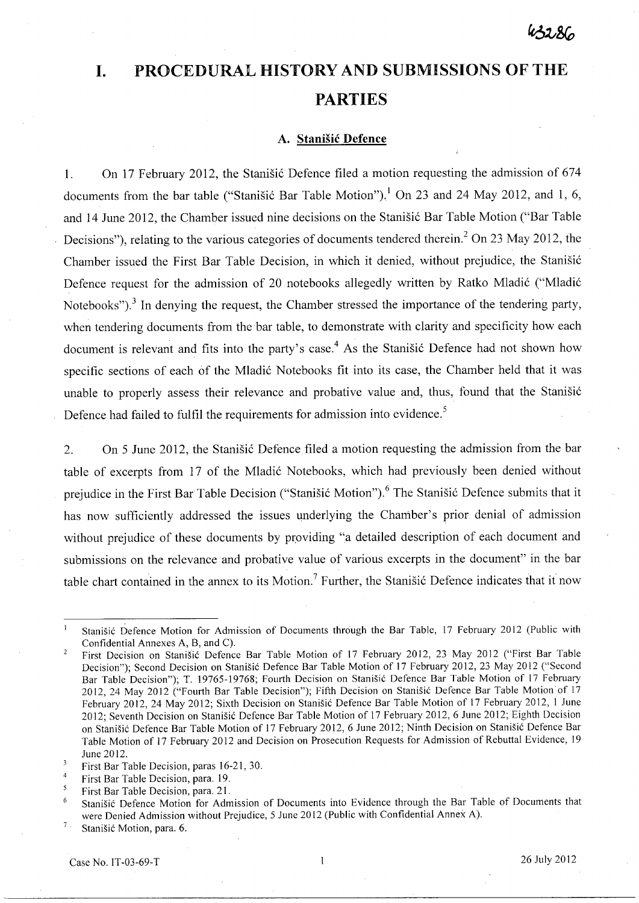# I. PROCEDURAL HISTORY AND SUBMISSIONS OF THE PARTIES

## A. Stanišić Defence

1. On 17 February 2012, the Stanišić Defence filed a motion requesting the admission of 674 documents from the bar table ("Stanišić Bar Table Motion").[1] On 23 and 24 May 2012, and 1, 6, and 14 June 2012, the Chamber issued nine decisions on the Stanišić Bar Table Motion ("Bar Table Decisions"), relating to the various categories of documents tendered therein.[2] On 23 May 2012, the Chamber issued the First Bar Table Decision, in which it denied, without prejudice, the Stanišić Defence request for the admission of 20 notebooks allegedly written by Ratko Mladić ("Mladić Notebooks").[3] In denying the request, the Chamber stressed the importance of the tendering party, when tendering documents from the bar table, to demonstrate with clarity and specificity how each document is relevant and fits into the party's case.[4] As the Stanišić Defence had not shown how specific sections of each of the Mladić Notebooks fit into its case, the Chamber held that it was unable to properly assess their relevance and probative value and, thus, found that the Stanišić Defence had failed to fulfil the requirements for admission into evidence.[5]

2. On 5 June 2012, the Stanišić Defence filed a motion requesting the admission from the bar table of excerpts from 17 of the Mladić Notebooks, which had previously been denied without prejudice in the First Bar Table Decision ("Stanišić Motion").[6] The Stanišić Defence submits that it has now sufficiently addressed the issues underlying the Chamber's prior denial of admission without prejudice of these documents by providing "a detailed description of each document and submissions on the relevance and probative value of various excerpts in the document" in the bar table chart contained in the annex to its Motion.[7] Further, the Stanišić Defence indicates that it now

---

[1] Stanišić Defence Motion for Admission of Documents through the Bar Table, 17 February 2012 (Public with Confidential Annexes A, B, and C).

[2] First Decision on Stanišić Defence Bar Table Motion of 17 February 2012, 23 May 2012 ("First Bar Table Decision"); Second Decision on Stanišić Defence Bar Table Motion of 17 February 2012, 23 May 2012 ("Second Bar Table Decision"); T. 19765-19768; Fourth Decision on Stanišić Defence Bar Table Motion of 17 February 2012, 24 May 2012 ("Fourth Bar Table Decision"); Fifth Decision on Stanišić Defence Bar Table Motion of 17 February 2012, 24 May 2012; Sixth Decision on Stanišić Defence Bar Table Motion of 17 February 2012, 1 June 2012; Seventh Decision on Stanišić Defence Bar Table Motion of 17 February 2012, 6 June 2012; Eighth Decision on Stanišić Defence Bar Table Motion of 17 February 2012, 6 June 2012; Ninth Decision on Stanišić Defence Bar Table Motion of 17 February 2012 and Decision on Prosecution Requests for Admission of Rebuttal Evidence, 19 June 2012.

[3] First Bar Table Decision, paras 16-21, 30.

[4] First Bar Table Decision, para. 19.

[5] First Bar Table Decision, para. 21.

[6] Stanišić Defence Motion for Admission of Documents into Evidence through the Bar Table of Documents that were Denied Admission without Prejudice, 5 June 2012 (Public with Confidential Annex A).

[7] Stanišić Motion, para. 6.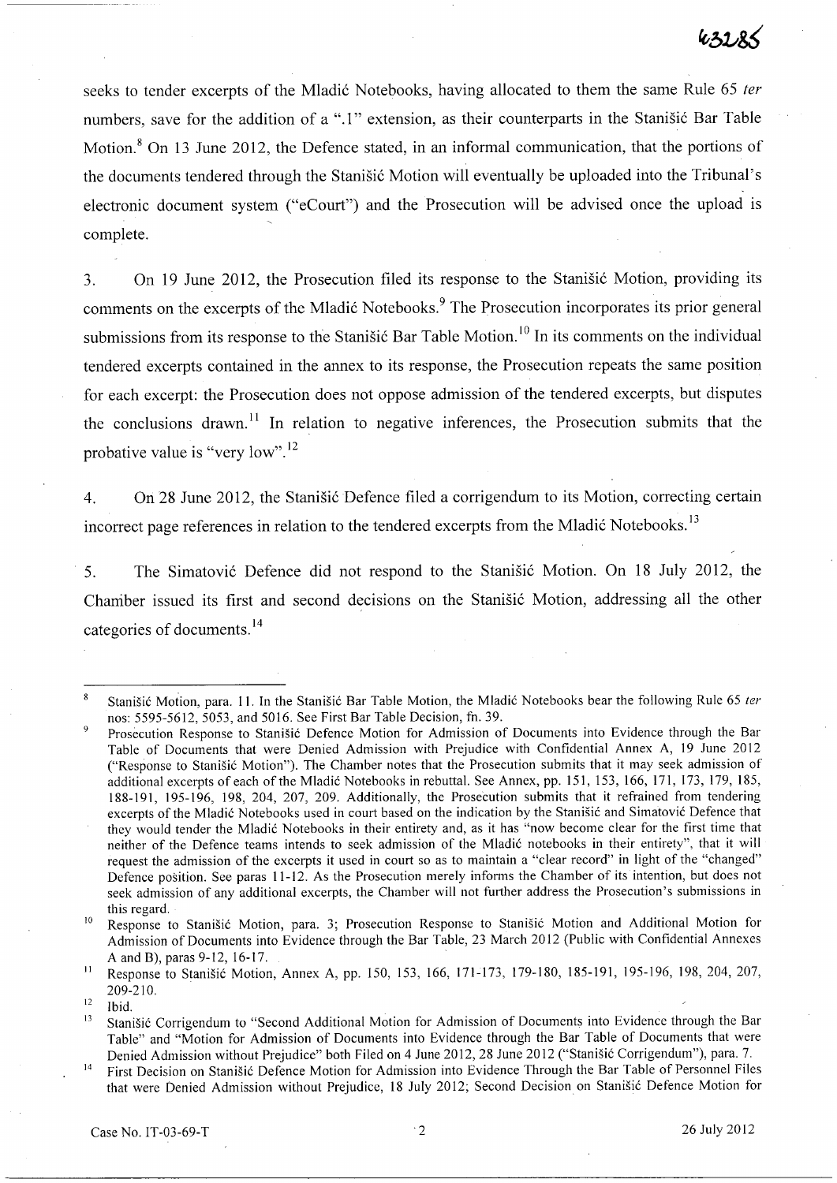seeks to tender excerpts of the Mladić Notebooks, having allocated to them the same Rule 65 *ter* numbers, save for the addition of a ".1" extension, as their counterparts in the Stanišić Bar Table Motion.[8] On 13 June 2012, the Defence stated, in an informal communication, that the portions of the documents tendered through the Stanišić Motion will eventually be uploaded into the Tribunal's electronic document system ("eCourt") and the Prosecution will be advised once the upload is complete.

3. On 19 June 2012, the Prosecution filed its response to the Stanišić Motion, providing its comments on the excerpts of the Mladić Notebooks.[9] The Prosecution incorporates its prior general submissions from its response to the Stanišić Bar Table Motion.[10] In its comments on the individual tendered excerpts contained in the annex to its response, the Prosecution repeats the same position for each excerpt: the Prosecution does not oppose admission of the tendered excerpts, but disputes the conclusions drawn.[11] In relation to negative inferences, the Prosecution submits that the probative value is "very low".[12]

4. On 28 June 2012, the Stanišić Defence filed a corrigendum to its Motion, correcting certain incorrect page references in relation to the tendered excerpts from the Mladić Notebooks.[13]

5. The Simatović Defence did not respond to the Stanišić Motion. On 18 July 2012, the Chamber issued its first and second decisions on the Stanišić Motion, addressing all the other categories of documents.[14]

---

[8] Stanišić Motion, para. 11. In the Stanišić Bar Table Motion, the Mladić Notebooks bear the following Rule 65 *ter* nos: 5595-5612, 5053, and 5016. See First Bar Table Decision, fn. 39.

[9] Prosecution Response to Stanišić Defence Motion for Admission of Documents into Evidence through the Bar Table of Documents that were Denied Admission with Prejudice with Confidential Annex A, 19 June 2012 ("Response to Stanišić Motion"). The Chamber notes that the Prosecution submits that it may seek admission of additional excerpts of each of the Mladić Notebooks in rebuttal. See Annex, pp. 151, 153, 166, 171, 173, 179, 185, 188-191, 195-196, 198, 204, 207, 209. Additionally, the Prosecution submits that it refrained from tendering excerpts of the Mladić Notebooks used in court based on the indication by the Stanišić and Simatović Defence that they would tender the Mladić Notebooks in their entirety and, as it has "now become clear for the first time that neither of the Defence teams intends to seek admission of the Mladić notebooks in their entirety", that it will request the admission of the excerpts it used in court so as to maintain a "clear record" in light of the "changed" Defence position. See paras 11-12. As the Prosecution merely informs the Chamber of its intention, but does not seek admission of any additional excerpts, the Chamber will not further address the Prosecution's submissions in this regard.

[10] Response to Stanišić Motion, para. 3; Prosecution Response to Stanišić Motion and Additional Motion for Admission of Documents into Evidence through the Bar Table, 23 March 2012 (Public with Confidential Annexes A and B), paras 9-12, 16-17.

[11] Response to Stanišić Motion, Annex A, pp. 150, 153, 166, 171-173, 179-180, 185-191, 195-196, 198, 204, 207, 209-210.

[12] Ibid.

[13] Stanišić Corrigendum to "Second Additional Motion for Admission of Documents into Evidence through the Bar Table" and "Motion for Admission of Documents into Evidence through the Bar Table of Documents that were Denied Admission without Prejudice" both Filed on 4 June 2012, 28 June 2012 ("Stanišić Corrigendum"), para. 7.

[14] First Decision on Stanišić Defence Motion for Admission into Evidence Through the Bar Table of Personnel Files that were Denied Admission without Prejudice, 18 July 2012; Second Decision on Stanišić Defence Motion for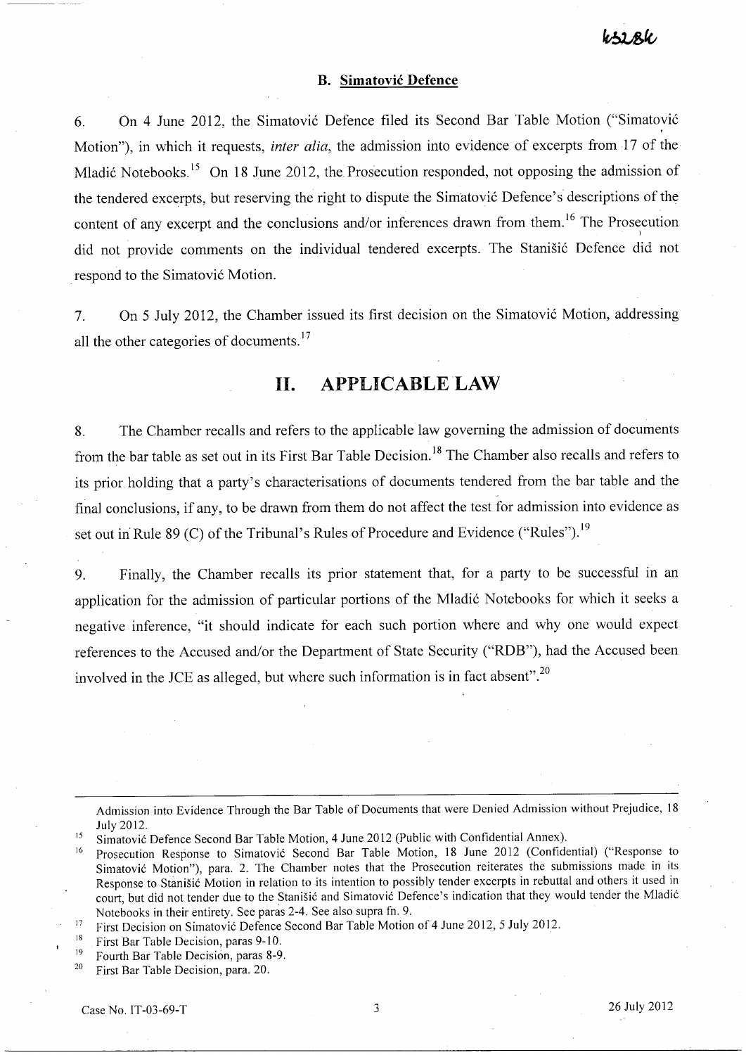### B. Simatović Defence

6. On 4 June 2012, the Simatović Defence filed its Second Bar Table Motion ("Simatović Motion"), in which it requests, *inter alia*, the admission into evidence of excerpts from 17 of the Mladić Notebooks.[15] On 18 June 2012, the Prosecution responded, not opposing the admission of the tendered excerpts, but reserving the right to dispute the Simatović Defence's descriptions of the content of any excerpt and the conclusions and/or inferences drawn from them.[16] The Prosecution did not provide comments on the individual tendered excerpts. The Stanišić Defence did not respond to the Simatović Motion.

7. On 5 July 2012, the Chamber issued its first decision on the Simatović Motion, addressing all the other categories of documents.[17]

## II. APPLICABLE LAW

8. The Chamber recalls and refers to the applicable law governing the admission of documents from the bar table as set out in its First Bar Table Decision.[18] The Chamber also recalls and refers to its prior holding that a party's characterisations of documents tendered from the bar table and the final conclusions, if any, to be drawn from them do not affect the test for admission into evidence as set out in Rule 89 (C) of the Tribunal's Rules of Procedure and Evidence ("Rules").[19]

9. Finally, the Chamber recalls its prior statement that, for a party to be successful in an application for the admission of particular portions of the Mladić Notebooks for which it seeks a negative inference, "it should indicate for each such portion where and why one would expect references to the Accused and/or the Department of State Security ("RDB"), had the Accused been involved in the JCE as alleged, but where such information is in fact absent".[20]

---

Admission into Evidence Through the Bar Table of Documents that were Denied Admission without Prejudice, 18 July 2012.

[15] Simatović Defence Second Bar Table Motion, 4 June 2012 (Public with Confidential Annex).

[16] Prosecution Response to Simatović Second Bar Table Motion, 18 June 2012 (Confidential) ("Response to Simatović Motion"), para. 2. The Chamber notes that the Prosecution reiterates the submissions made in its Response to Stanišić Motion in relation to its intention to possibly tender excerpts in rebuttal and others it used in court, but did not tender due to the Stanišić and Simatović Defence's indication that they would tender the Mladić Notebooks in their entirety. See paras 2-4. See also supra fn. 9.

[17] First Decision on Simatović Defence Second Bar Table Motion of 4 June 2012, 5 July 2012.

[18] First Bar Table Decision, paras 9-10.

[19] Fourth Bar Table Decision, paras 8-9.

[20] First Bar Table Decision, para. 20.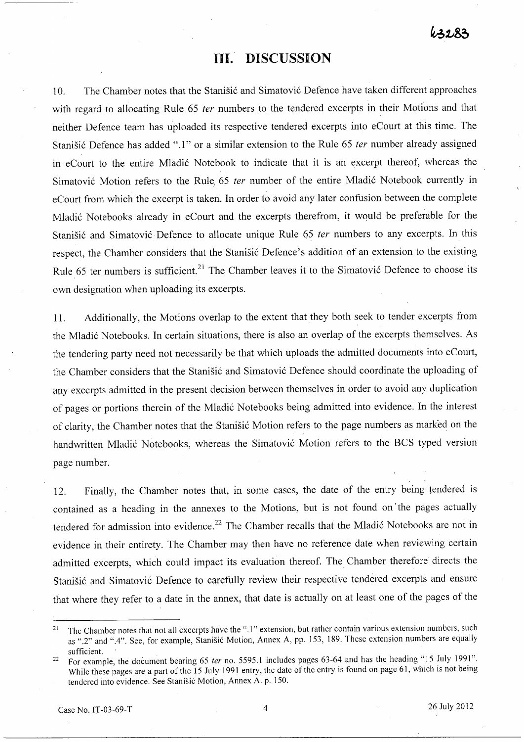## III. DISCUSSION

10. The Chamber notes that the Stanišić and Simatović Defence have taken different approaches with regard to allocating Rule 65 *ter* numbers to the tendered excerpts in their Motions and that neither Defence team has uploaded its respective tendered excerpts into eCourt at this time. The Stanišić Defence has added ".1" or a similar extension to the Rule 65 *ter* number already assigned in eCourt to the entire Mladić Notebook to indicate that it is an excerpt thereof, whereas the Simatović Motion refers to the Rule 65 *ter* number of the entire Mladić Notebook currently in eCourt from which the excerpt is taken. In order to avoid any later confusion between the complete Mladić Notebooks already in eCourt and the excerpts therefrom, it would be preferable for the Stanišić and Simatović Defence to allocate unique Rule 65 *ter* numbers to any excerpts. In this respect, the Chamber considers that the Stanišić Defence's addition of an extension to the existing Rule 65 ter numbers is sufficient.[21] The Chamber leaves it to the Simatović Defence to choose its own designation when uploading its excerpts.

11. Additionally, the Motions overlap to the extent that they both seek to tender excerpts from the Mladić Notebooks. In certain situations, there is also an overlap of the excerpts themselves. As the tendering party need not necessarily be that which uploads the admitted documents into eCourt, the Chamber considers that the Stanišić and Simatović Defence should coordinate the uploading of any excerpts admitted in the present decision between themselves in order to avoid any duplication of pages or portions therein of the Mladić Notebooks being admitted into evidence. In the interest of clarity, the Chamber notes that the Stanišić Motion refers to the page numbers as marked on the handwritten Mladić Notebooks, whereas the Simatović Motion refers to the BCS typed version page number.

12. Finally, the Chamber notes that, in some cases, the date of the entry being tendered is contained as a heading in the annexes to the Motions, but is not found on the pages actually tendered for admission into evidence.[22] The Chamber recalls that the Mladić Notebooks are not in evidence in their entirety. The Chamber may then have no reference date when reviewing certain admitted excerpts, which could impact its evaluation thereof. The Chamber therefore directs the Stanišić and Simatović Defence to carefully review their respective tendered excerpts and ensure that where they refer to a date in the annex, that date is actually on at least one of the pages of the

---

[21] The Chamber notes that not all excerpts have the ".1" extension, but rather contain various extension numbers, such as ".2" and ".4". See, for example, Stanišić Motion, Annex A, pp. 153, 189. These extension numbers are equally sufficient.

[22] For example, the document bearing 65 *ter* no. 5595.1 includes pages 63-64 and has the heading "15 July 1991". While these pages are a part of the 15 July 1991 entry, the date of the entry is found on page 61, which is not being tendered into evidence. See Stanišić Motion, Annex A. p. 150.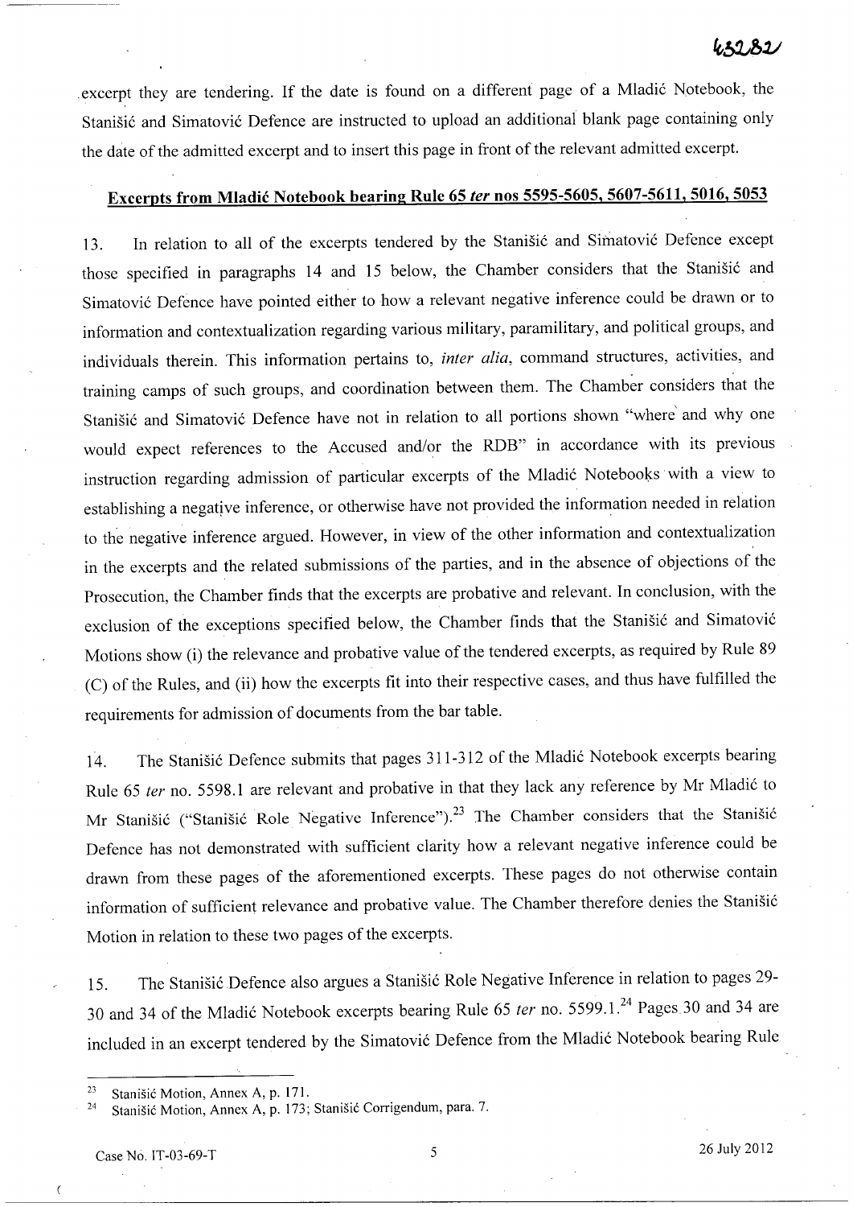excerpt they are tendering. If the date is found on a different page of a Mladić Notebook, the Stanišić and Simatović Defence are instructed to upload an additional blank page containing only the date of the admitted excerpt and to insert this page in front of the relevant admitted excerpt.

## Excerpts from Mladić Notebook bearing Rule 65 *ter* nos 5595-5605, 5607-5611, 5016, 5053

13. In relation to all of the excerpts tendered by the Stanišić and Simatović Defence except those specified in paragraphs 14 and 15 below, the Chamber considers that the Stanišić and Simatović Defence have pointed either to how a relevant negative inference could be drawn or to information and contextualization regarding various military, paramilitary, and political groups, and individuals therein. This information pertains to, *inter alia*, command structures, activities, and training camps of such groups, and coordination between them. The Chamber considers that the Stanišić and Simatović Defence have not in relation to all portions shown "where and why one would expect references to the Accused and/or the RDB" in accordance with its previous instruction regarding admission of particular excerpts of the Mladić Notebooks with a view to establishing a negative inference, or otherwise have not provided the information needed in relation to the negative inference argued. However, in view of the other information and contextualization in the excerpts and the related submissions of the parties, and in the absence of objections of the Prosecution, the Chamber finds that the excerpts are probative and relevant. In conclusion, with the exclusion of the exceptions specified below, the Chamber finds that the Stanišić and Simatović Motions show (i) the relevance and probative value of the tendered excerpts, as required by Rule 89 (C) of the Rules, and (ii) how the excerpts fit into their respective cases, and thus have fulfilled the requirements for admission of documents from the bar table.

14. The Stanišić Defence submits that pages 311-312 of the Mladić Notebook excerpts bearing Rule 65 *ter* no. 5598.1 are relevant and probative in that they lack any reference by Mr Mladić to Mr Stanišić ("Stanišić Role Negative Inference").[23] The Chamber considers that the Stanišić Defence has not demonstrated with sufficient clarity how a relevant negative inference could be drawn from these pages of the aforementioned excerpts. These pages do not otherwise contain information of sufficient relevance and probative value. The Chamber therefore denies the Stanišić Motion in relation to these two pages of the excerpts.

15. The Stanišić Defence also argues a Stanišić Role Negative Inference in relation to pages 29-30 and 34 of the Mladić Notebook excerpts bearing Rule 65 *ter* no. 5599.1.[24] Pages 30 and 34 are included in an excerpt tendered by the Simatović Defence from the Mladić Notebook bearing Rule

---

[23] Stanišić Motion, Annex A, p. 171.

[24] Stanišić Motion, Annex A, p. 173; Stanišić Corrigendum, para. 7.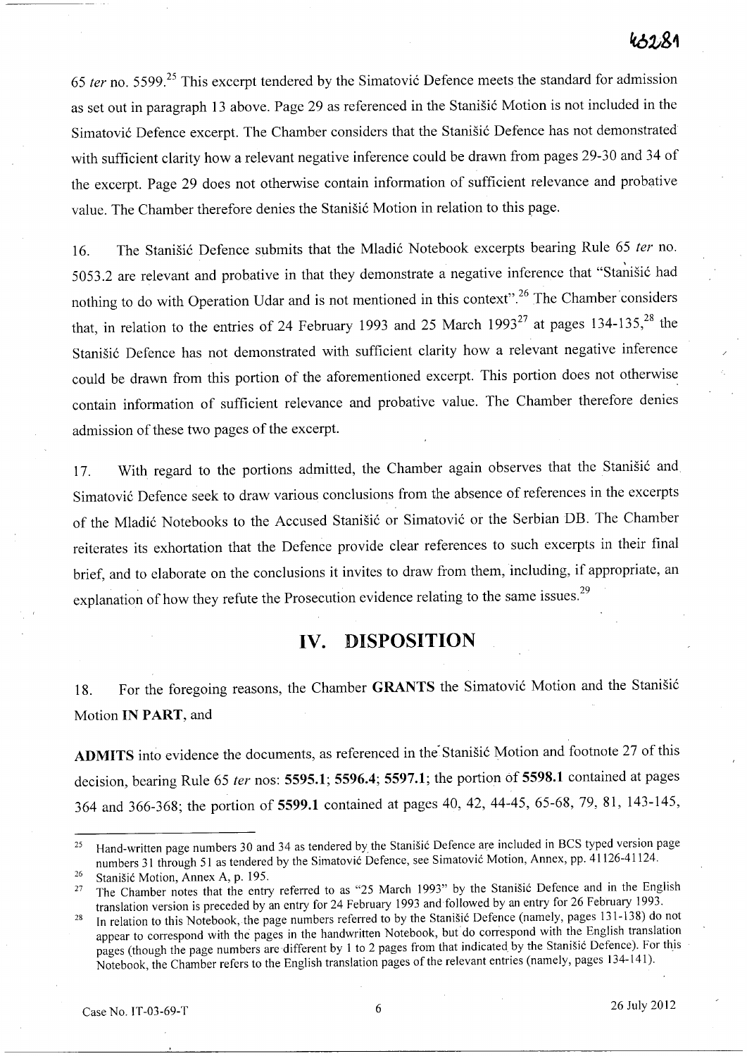65 *ter* no. 5599.[25] This excerpt tendered by the Simatović Defence meets the standard for admission as set out in paragraph 13 above. Page 29 as referenced in the Stanišić Motion is not included in the Simatović Defence excerpt. The Chamber considers that the Stanišić Defence has not demonstrated with sufficient clarity how a relevant negative inference could be drawn from pages 29-30 and 34 of the excerpt. Page 29 does not otherwise contain information of sufficient relevance and probative value. The Chamber therefore denies the Stanišić Motion in relation to this page.

16. The Stanišić Defence submits that the Mladić Notebook excerpts bearing Rule 65 *ter* no. 5053.2 are relevant and probative in that they demonstrate a negative inference that "Stanišić had nothing to do with Operation Udar and is not mentioned in this context".[26] The Chamber considers that, in relation to the entries of 24 February 1993 and 25 March 1993[27] at pages 134-135,[28] the Stanišić Defence has not demonstrated with sufficient clarity how a relevant negative inference could be drawn from this portion of the aforementioned excerpt. This portion does not otherwise contain information of sufficient relevance and probative value. The Chamber therefore denies admission of these two pages of the excerpt.

17. With regard to the portions admitted, the Chamber again observes that the Stanišić and Simatović Defence seek to draw various conclusions from the absence of references in the excerpts of the Mladić Notebooks to the Accused Stanišić or Simatović or the Serbian DB. The Chamber reiterates its exhortation that the Defence provide clear references to such excerpts in their final brief, and to elaborate on the conclusions it invites to draw from them, including, if appropriate, an explanation of how they refute the Prosecution evidence relating to the same issues.[29]

## IV. DISPOSITION

18. For the foregoing reasons, the Chamber **GRANTS** the Simatović Motion and the Stanišić Motion **IN PART**, and

**ADMITS** into evidence the documents, as referenced in the Stanišić Motion and footnote 27 of this decision, bearing Rule 65 *ter* nos: **5595.1**; **5596.4**; **5597.1**; the portion of **5598.1** contained at pages 364 and 366-368; the portion of **5599.1** contained at pages 40, 42, 44-45, 65-68, 79, 81, 143-145,

---

[25] Hand-written page numbers 30 and 34 as tendered by the Stanišić Defence are included in BCS typed version page numbers 31 through 51 as tendered by the Simatović Defence, see Simatović Motion, Annex, pp. 41126-41124.

[26] Stanišić Motion, Annex A, p. 195.

[27] The Chamber notes that the entry referred to as "25 March 1993" by the Stanišić Defence and in the English translation version is preceded by an entry for 24 February 1993 and followed by an entry for 26 February 1993.

[28] In relation to this Notebook, the page numbers referred to by the Stanišić Defence (namely, pages 131-138) do not appear to correspond with the pages in the handwritten Notebook, but do correspond with the English translation pages (though the page numbers are different by 1 to 2 pages from that indicated by the Stanišić Defence). For this Notebook, the Chamber refers to the English translation pages of the relevant entries (namely, pages 134-141).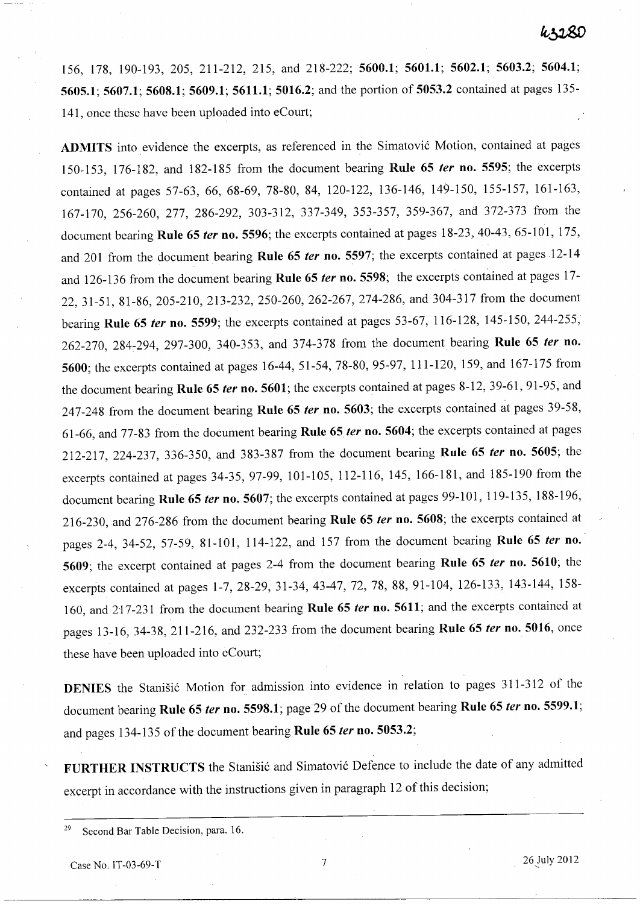156, 178, 190-193, 205, 211-212, 215, and 218-222; **5600.1**; **5601.1**; **5602.1**; **5603.2**; **5604.1**; **5605.1**; **5607.1**; **5608.1**; **5609.1**; **5611.1**; **5016.2**; and the portion of **5053.2** contained at pages 135-141, once these have been uploaded into eCourt;

**ADMITS** into evidence the excerpts, as referenced in the Simatović Motion, contained at pages 150-153, 176-182, and 182-185 from the document bearing **Rule 65 *ter* no. 5595**; the excerpts contained at pages 57-63, 66, 68-69, 78-80, 84, 120-122, 136-146, 149-150, 155-157, 161-163, 167-170, 256-260, 277, 286-292, 303-312, 337-349, 353-357, 359-367, and 372-373 from the document bearing **Rule 65 *ter* no. 5596**; the excerpts contained at pages 18-23, 40-43, 65-101, 175, and 201 from the document bearing **Rule 65 *ter* no. 5597**; the excerpts contained at pages 12-14 and 126-136 from the document bearing **Rule 65 *ter* no. 5598**; the excerpts contained at pages 17-22, 31-51, 81-86, 205-210, 213-232, 250-260, 262-267, 274-286, and 304-317 from the document bearing **Rule 65 *ter* no. 5599**; the excerpts contained at pages 53-67, 116-128, 145-150, 244-255, 262-270, 284-294, 297-300, 340-353, and 374-378 from the document bearing **Rule 65 *ter* no. 5600**; the excerpts contained at pages 16-44, 51-54, 78-80, 95-97, 111-120, 159, and 167-175 from the document bearing **Rule 65 *ter* no. 5601**; the excerpts contained at pages 8-12, 39-61, 91-95, and 247-248 from the document bearing **Rule 65 *ter* no. 5603**; the excerpts contained at pages 39-58, 61-66, and 77-83 from the document bearing **Rule 65 *ter* no. 5604**; the excerpts contained at pages 212-217, 224-237, 336-350, and 383-387 from the document bearing **Rule 65 *ter* no. 5605**; the excerpts contained at pages 34-35, 97-99, 101-105, 112-116, 145, 166-181, and 185-190 from the document bearing **Rule 65 *ter* no. 5607**; the excerpts contained at pages 99-101, 119-135, 188-196, 216-230, and 276-286 from the document bearing **Rule 65 *ter* no. 5608**; the excerpts contained at pages 2-4, 34-52, 57-59, 81-101, 114-122, and 157 from the document bearing **Rule 65 *ter* no. 5609**; the excerpt contained at pages 2-4 from the document bearing **Rule 65 *ter* no. 5610**; the excerpts contained at pages 1-7, 28-29, 31-34, 43-47, 72, 78, 88, 91-104, 126-133, 143-144, 158-160, and 217-231 from the document bearing **Rule 65 *ter* no. 5611**; and the excerpts contained at pages 13-16, 34-38, 211-216, and 232-233 from the document bearing **Rule 65 *ter* no. 5016**, once these have been uploaded into eCourt;

**DENIES** the Stanišić Motion for admission into evidence in relation to pages 311-312 of the document bearing **Rule 65 *ter* no. 5598.1**; page 29 of the document bearing **Rule 65 *ter* no. 5599.1**; and pages 134-135 of the document bearing **Rule 65 *ter* no. 5053.2**;

**FURTHER INSTRUCTS** the Stanišić and Simatović Defence to include the date of any admitted excerpt in accordance with the instructions given in paragraph 12 of this decision;

---

[29] Second Bar Table Decision, para. 16.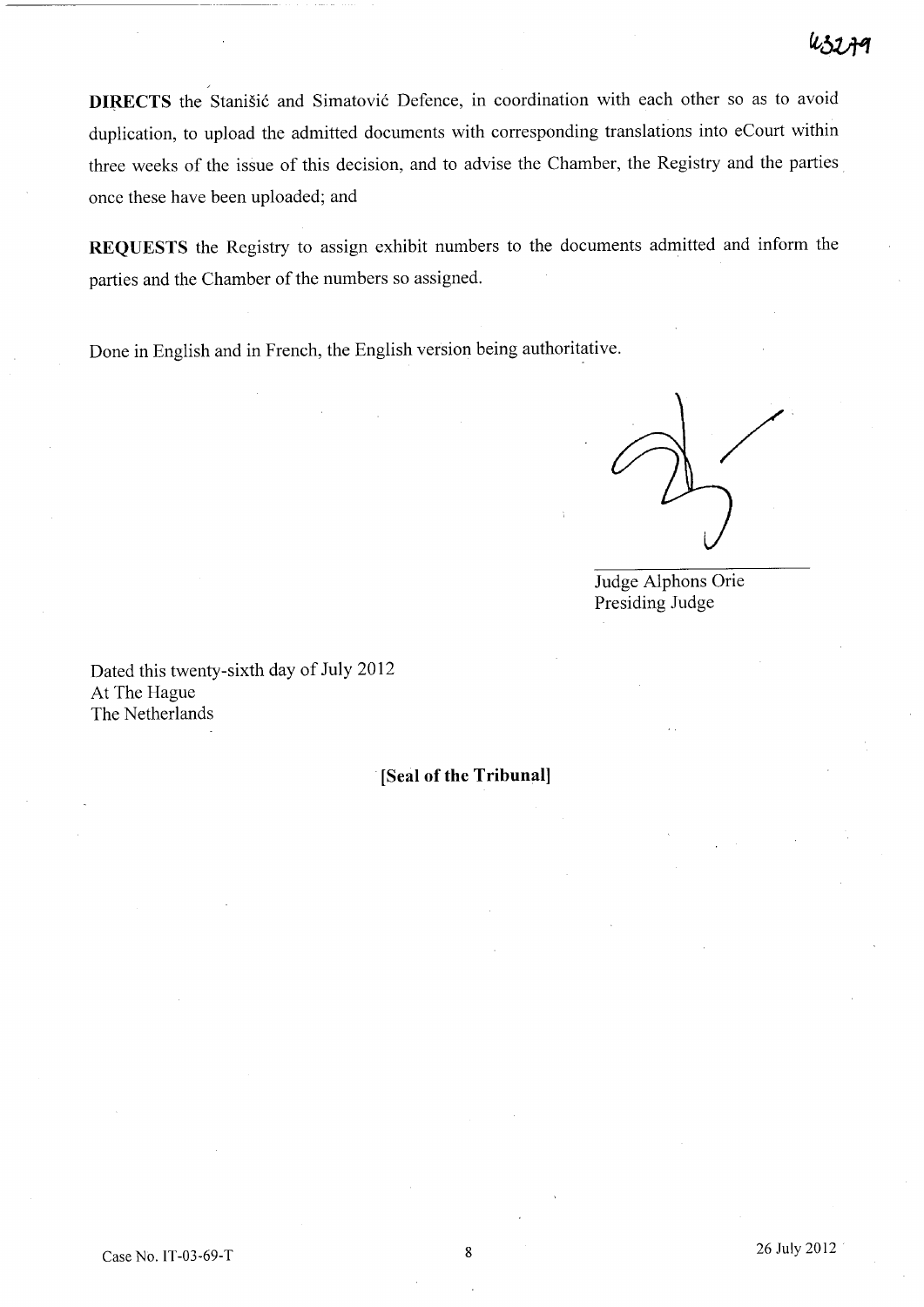**DIRECTS** the Stanišić and Simatović Defence, in coordination with each other so as to avoid duplication, to upload the admitted documents with corresponding translations into eCourt within three weeks of the issue of this decision, and to advise the Chamber, the Registry and the parties once these have been uploaded; and

**REQUESTS** the Registry to assign exhibit numbers to the documents admitted and inform the parties and the Chamber of the numbers so assigned.

Done in English and in French, the English version being authoritative.

Judge Alphons Orie
Presiding Judge

Dated this twenty-sixth day of July 2012
At The Hague
The Netherlands

**[Seal of the Tribunal]**